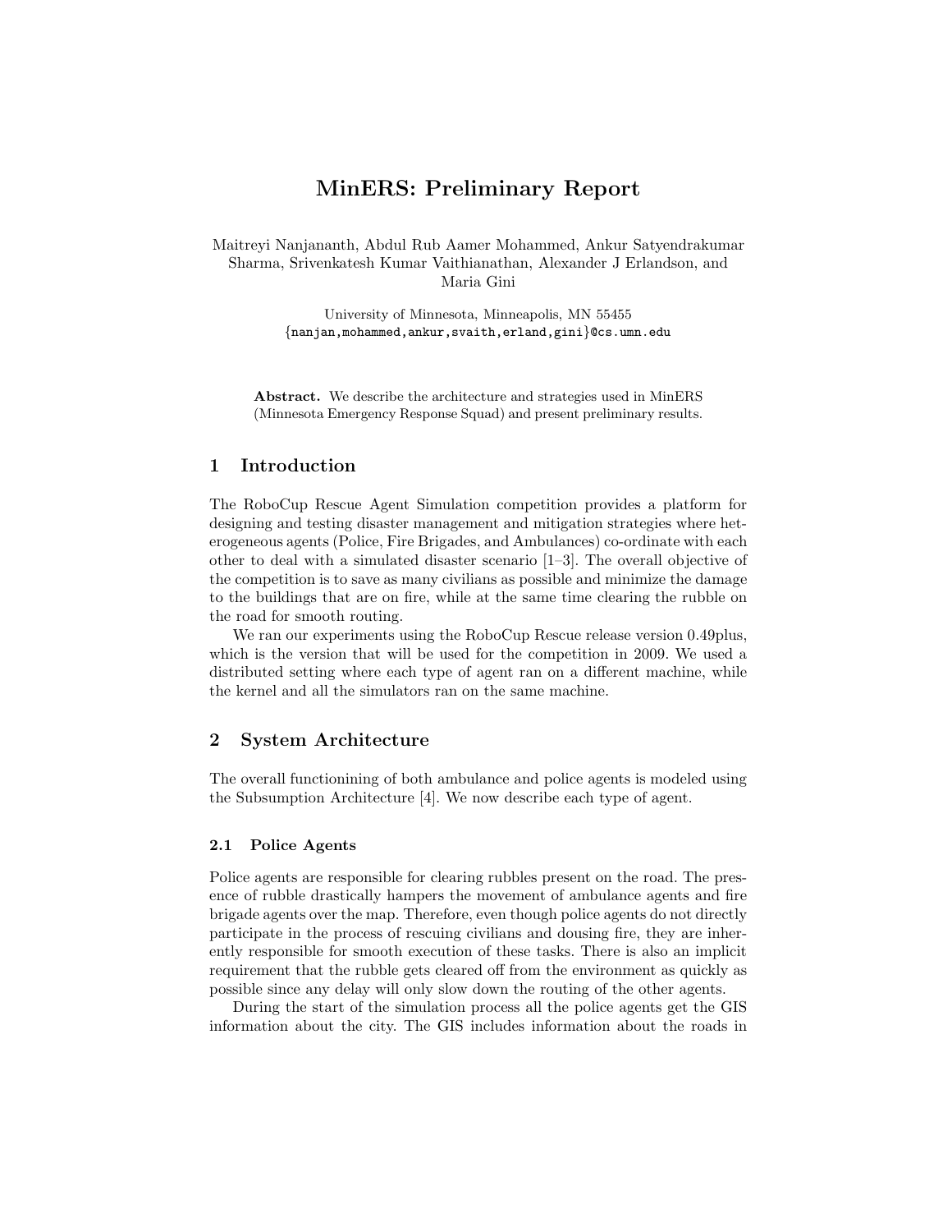# MinERS: Preliminary Report

Maitreyi Nanjananth, Abdul Rub Aamer Mohammed, Ankur Satyendrakumar Sharma, Srivenkatesh Kumar Vaithianathan, Alexander J Erlandson, and Maria Gini

University of Minnesota, Minneapolis, MN 55455
{nanjan,mohammed,ankur,svaith,erland,gini}@cs.umn.edu

**Abstract.** We describe the architecture and strategies used in MinERS (Minnesota Emergency Response Squad) and present preliminary results.

## 1 Introduction

The RoboCup Rescue Agent Simulation competition provides a platform for designing and testing disaster management and mitigation strategies where heterogeneous agents (Police, Fire Brigades, and Ambulances) co-ordinate with each other to deal with a simulated disaster scenario [1–3]. The overall objective of the competition is to save as many civilians as possible and minimize the damage to the buildings that are on fire, while at the same time clearing the rubble on the road for smooth routing.

We ran our experiments using the RoboCup Rescue release version 0.49plus, which is the version that will be used for the competition in 2009. We used a distributed setting where each type of agent ran on a different machine, while the kernel and all the simulators ran on the same machine.

## 2 System Architecture

The overall functionining of both ambulance and police agents is modeled using the Subsumption Architecture [4]. We now describe each type of agent.

### 2.1 Police Agents

Police agents are responsible for clearing rubbles present on the road. The presence of rubble drastically hampers the movement of ambulance agents and fire brigade agents over the map. Therefore, even though police agents do not directly participate in the process of rescuing civilians and dousing fire, they are inherently responsible for smooth execution of these tasks. There is also an implicit requirement that the rubble gets cleared off from the environment as quickly as possible since any delay will only slow down the routing of the other agents.

During the start of the simulation process all the police agents get the GIS information about the city. The GIS includes information about the roads in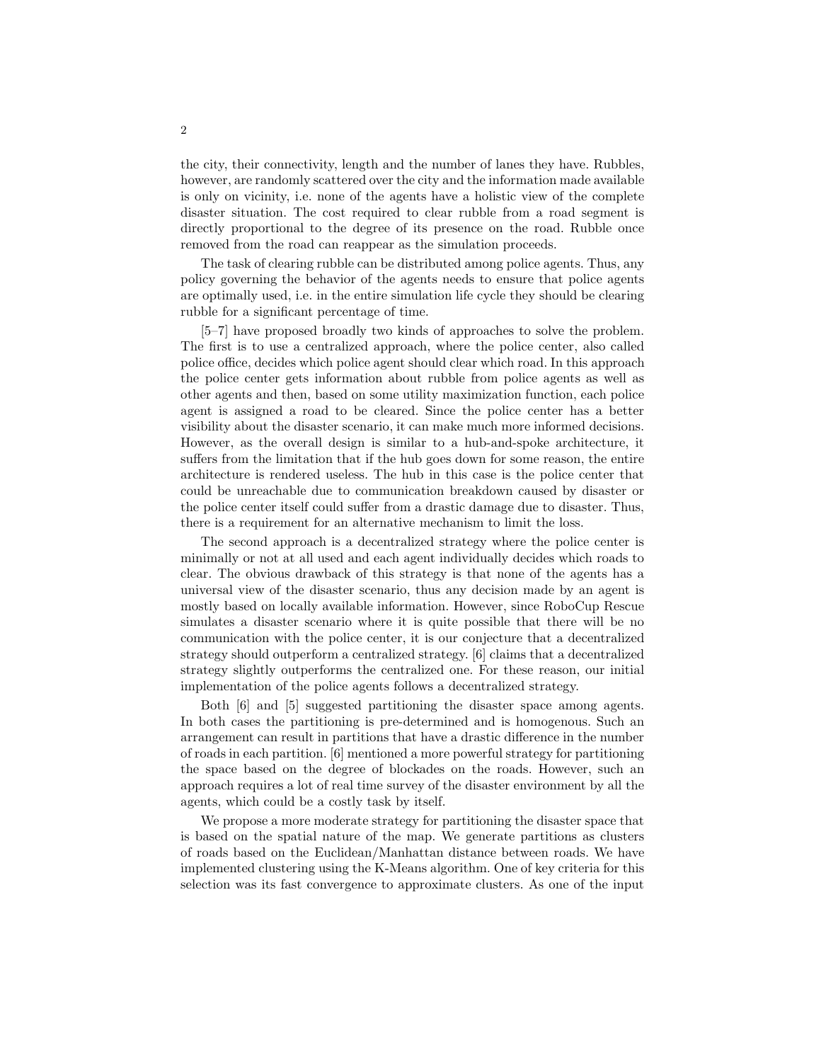the city, their connectivity, length and the number of lanes they have. Rubbles, however, are randomly scattered over the city and the information made available is only on vicinity, i.e. none of the agents have a holistic view of the complete disaster situation. The cost required to clear rubble from a road segment is directly proportional to the degree of its presence on the road. Rubble once removed from the road can reappear as the simulation proceeds.

The task of clearing rubble can be distributed among police agents. Thus, any policy governing the behavior of the agents needs to ensure that police agents are optimally used, i.e. in the entire simulation life cycle they should be clearing rubble for a significant percentage of time.

[5–7] have proposed broadly two kinds of approaches to solve the problem. The first is to use a centralized approach, where the police center, also called police office, decides which police agent should clear which road. In this approach the police center gets information about rubble from police agents as well as other agents and then, based on some utility maximization function, each police agent is assigned a road to be cleared. Since the police center has a better visibility about the disaster scenario, it can make much more informed decisions. However, as the overall design is similar to a hub-and-spoke architecture, it suffers from the limitation that if the hub goes down for some reason, the entire architecture is rendered useless. The hub in this case is the police center that could be unreachable due to communication breakdown caused by disaster or the police center itself could suffer from a drastic damage due to disaster. Thus, there is a requirement for an alternative mechanism to limit the loss.

The second approach is a decentralized strategy where the police center is minimally or not at all used and each agent individually decides which roads to clear. The obvious drawback of this strategy is that none of the agents has a universal view of the disaster scenario, thus any decision made by an agent is mostly based on locally available information. However, since RoboCup Rescue simulates a disaster scenario where it is quite possible that there will be no communication with the police center, it is our conjecture that a decentralized strategy should outperform a centralized strategy. [6] claims that a decentralized strategy slightly outperforms the centralized one. For these reason, our initial implementation of the police agents follows a decentralized strategy.

Both [6] and [5] suggested partitioning the disaster space among agents. In both cases the partitioning is pre-determined and is homogenous. Such an arrangement can result in partitions that have a drastic difference in the number of roads in each partition. [6] mentioned a more powerful strategy for partitioning the space based on the degree of blockades on the roads. However, such an approach requires a lot of real time survey of the disaster environment by all the agents, which could be a costly task by itself.

We propose a more moderate strategy for partitioning the disaster space that is based on the spatial nature of the map. We generate partitions as clusters of roads based on the Euclidean/Manhattan distance between roads. We have implemented clustering using the K-Means algorithm. One of key criteria for this selection was its fast convergence to approximate clusters. As one of the input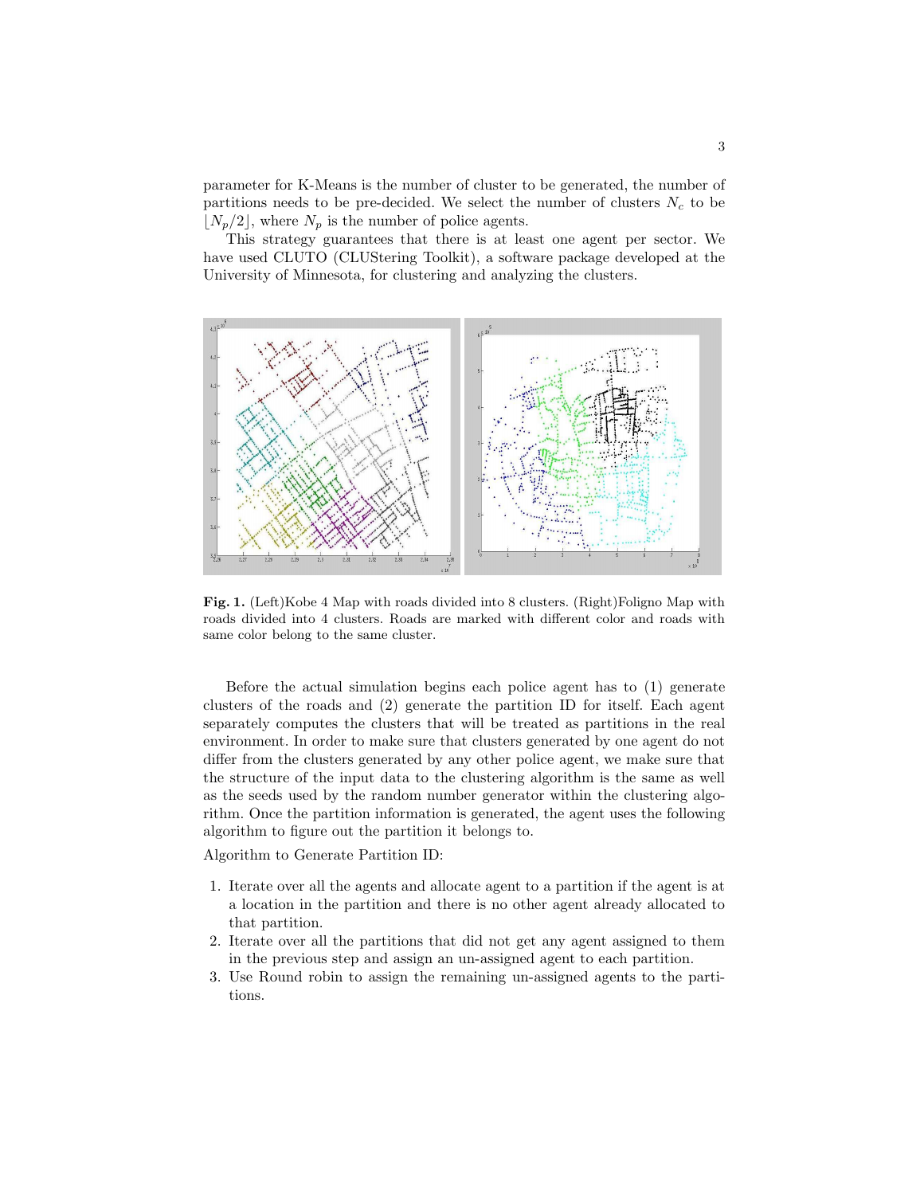parameter for K-Means is the number of cluster to be generated, the number of partitions needs to be pre-decided. We select the number of clusters $N_c$ to be $\lfloor N_p/2 \rfloor$, where $N_p$ is the number of police agents.

This strategy guarantees that there is at least one agent per sector. We have used CLUTO (CLUStering Toolkit), a software package developed at the University of Minnesota, for clustering and analyzing the clusters.

**Fig. 1.** (Left)Kobe 4 Map with roads divided into 8 clusters. (Right)Foligno Map with roads divided into 4 clusters. Roads are marked with different color and roads with same color belong to the same cluster.

Before the actual simulation begins each police agent has to (1) generate clusters of the roads and (2) generate the partition ID for itself. Each agent separately computes the clusters that will be treated as partitions in the real environment. In order to make sure that clusters generated by one agent do not differ from the clusters generated by any other police agent, we make sure that the structure of the input data to the clustering algorithm is the same as well as the seeds used by the random number generator within the clustering algorithm. Once the partition information is generated, the agent uses the following algorithm to figure out the partition it belongs to.

Algorithm to Generate Partition ID:

1. Iterate over all the agents and allocate agent to a partition if the agent is at a location in the partition and there is no other agent already allocated to that partition.
2. Iterate over all the partitions that did not get any agent assigned to them in the previous step and assign an un-assigned agent to each partition.
3. Use Round robin to assign the remaining un-assigned agents to the partitions.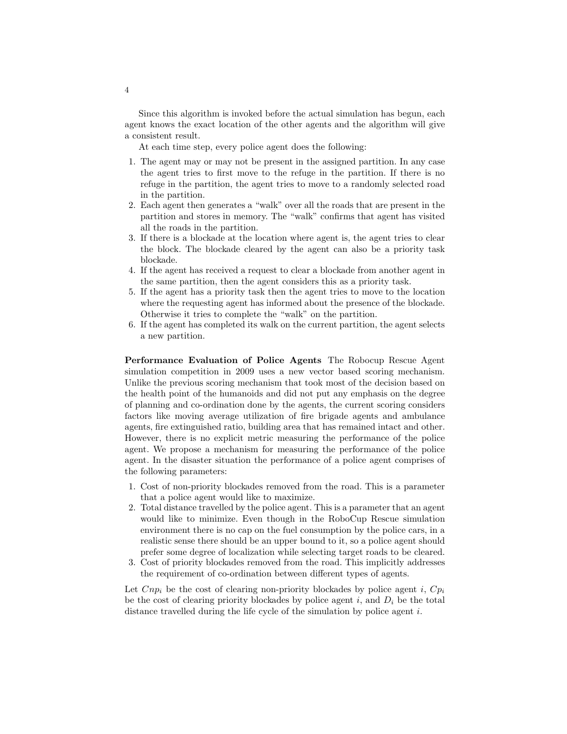Since this algorithm is invoked before the actual simulation has begun, each agent knows the exact location of the other agents and the algorithm will give a consistent result.

At each time step, every police agent does the following:

1. The agent may or may not be present in the assigned partition. In any case the agent tries to first move to the refuge in the partition. If there is no refuge in the partition, the agent tries to move to a randomly selected road in the partition.
2. Each agent then generates a “walk” over all the roads that are present in the partition and stores in memory. The “walk” confirms that agent has visited all the roads in the partition.
3. If there is a blockade at the location where agent is, the agent tries to clear the block. The blockade cleared by the agent can also be a priority task blockade.
4. If the agent has received a request to clear a blockade from another agent in the same partition, then the agent considers this as a priority task.
5. If the agent has a priority task then the agent tries to move to the location where the requesting agent has informed about the presence of the blockade. Otherwise it tries to complete the “walk” on the partition.
6. If the agent has completed its walk on the current partition, the agent selects a new partition.

**Performance Evaluation of Police Agents** The Robocup Rescue Agent simulation competition in 2009 uses a new vector based scoring mechanism. Unlike the previous scoring mechanism that took most of the decision based on the health point of the humanoids and did not put any emphasis on the degree of planning and co-ordination done by the agents, the current scoring considers factors like moving average utilization of fire brigade agents and ambulance agents, fire extinguished ratio, building area that has remained intact and other. However, there is no explicit metric measuring the performance of the police agent. We propose a mechanism for measuring the performance of the police agent. In the disaster situation the performance of a police agent comprises of the following parameters:

1. Cost of non-priority blockades removed from the road. This is a parameter that a police agent would like to maximize.
2. Total distance travelled by the police agent. This is a parameter that an agent would like to minimize. Even though in the RoboCup Rescue simulation environment there is no cap on the fuel consumption by the police cars, in a realistic sense there should be an upper bound to it, so a police agent should prefer some degree of localization while selecting target roads to be cleared.
3. Cost of priority blockades removed from the road. This implicitly addresses the requirement of co-ordination between different types of agents.

Let $Cnp_i$ be the cost of clearing non-priority blockades by police agent $i$, $Cp_i$ be the cost of clearing priority blockades by police agent $i$, and $D_i$ be the total distance travelled during the life cycle of the simulation by police agent $i$.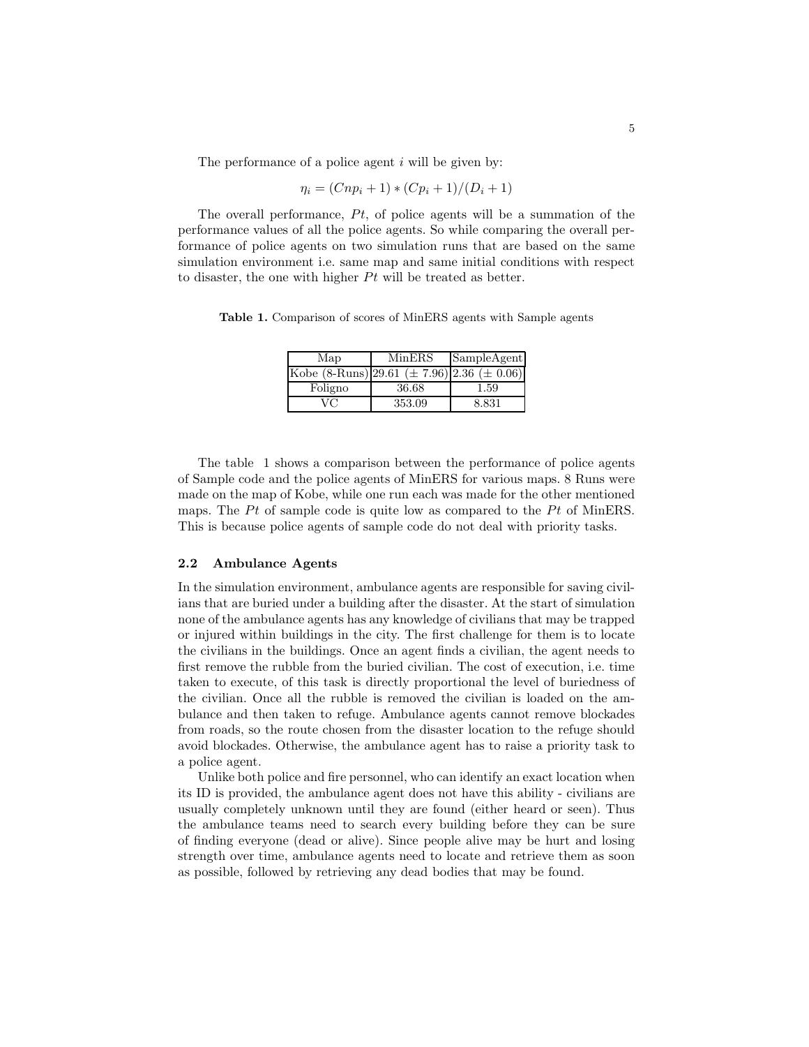The performance of a police agent $i$ will be given by:

$$\eta_i = (Cnp_i + 1) * (Cp_i + 1)/(D_i + 1)$$

The overall performance, $Pt$, of police agents will be a summation of the performance values of all the police agents. So while comparing the overall performance of police agents on two simulation runs that are based on the same simulation environment i.e. same map and same initial conditions with respect to disaster, the one with higher $Pt$ will be treated as better.

**Table 1.** Comparison of scores of MinERS agents with Sample agents

| Map | MinERS | SampleAgent |
|---|---|---|
| Kobe (8-Runs) | 29.61 ($\pm$ 7.96) | 2.36 ($\pm$ 0.06) |
| Foligno | 36.68 | 1.59 |
| VC | 353.09 | 8.831 |

The table 1 shows a comparison between the performance of police agents of Sample code and the police agents of MinERS for various maps. 8 Runs were made on the map of Kobe, while one run each was made for the other mentioned maps. The $Pt$ of sample code is quite low as compared to the $Pt$ of MinERS. This is because police agents of sample code do not deal with priority tasks.

### 2.2 Ambulance Agents

In the simulation environment, ambulance agents are responsible for saving civilians that are buried under a building after the disaster. At the start of simulation none of the ambulance agents has any knowledge of civilians that may be trapped or injured within buildings in the city. The first challenge for them is to locate the civilians in the buildings. Once an agent finds a civilian, the agent needs to first remove the rubble from the buried civilian. The cost of execution, i.e. time taken to execute, of this task is directly proportional the level of buriedness of the civilian. Once all the rubble is removed the civilian is loaded on the ambulance and then taken to refuge. Ambulance agents cannot remove blockades from roads, so the route chosen from the disaster location to the refuge should avoid blockades. Otherwise, the ambulance agent has to raise a priority task to a police agent.

Unlike both police and fire personnel, who can identify an exact location when its ID is provided, the ambulance agent does not have this ability - civilians are usually completely unknown until they are found (either heard or seen). Thus the ambulance teams need to search every building before they can be sure of finding everyone (dead or alive). Since people alive may be hurt and losing strength over time, ambulance agents need to locate and retrieve them as soon as possible, followed by retrieving any dead bodies that may be found.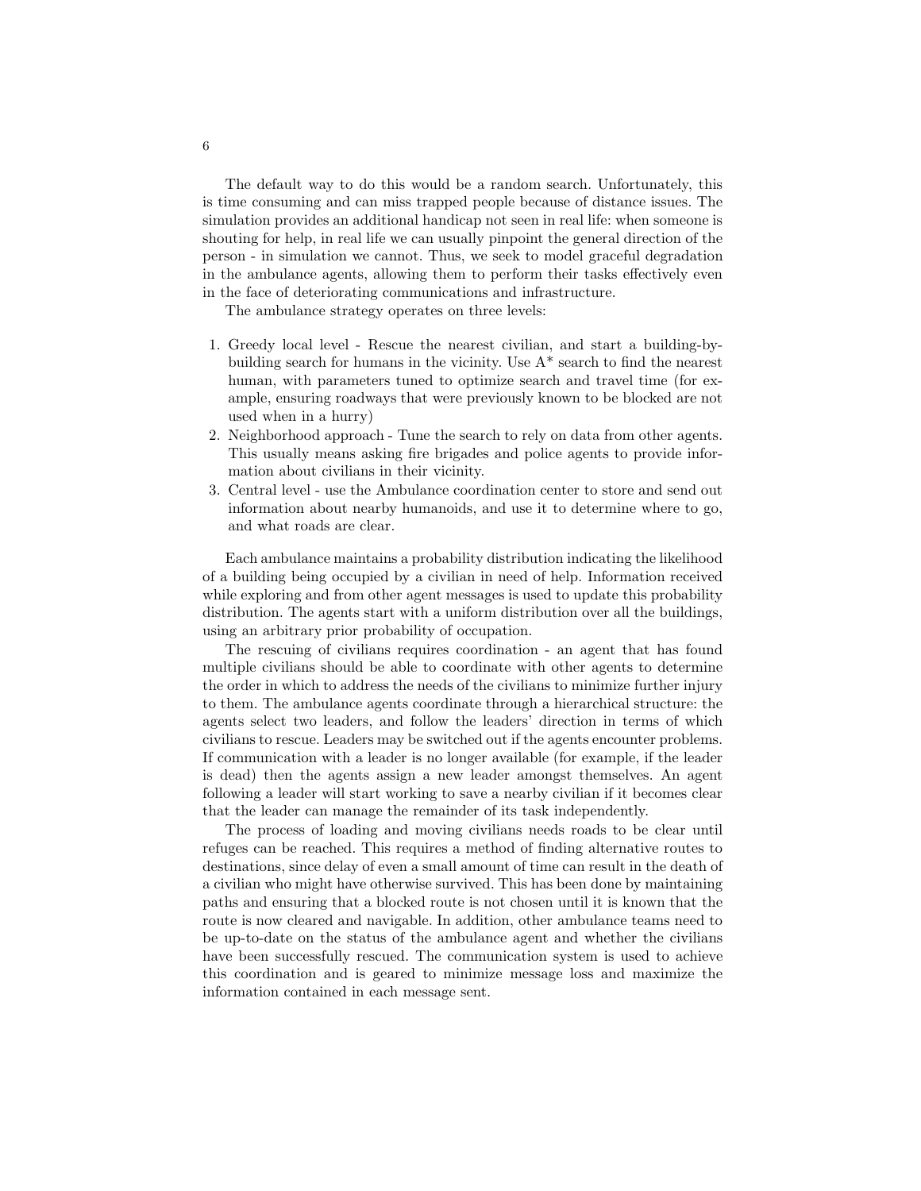The default way to do this would be a random search. Unfortunately, this is time consuming and can miss trapped people because of distance issues. The simulation provides an additional handicap not seen in real life: when someone is shouting for help, in real life we can usually pinpoint the general direction of the person - in simulation we cannot. Thus, we seek to model graceful degradation in the ambulance agents, allowing them to perform their tasks effectively even in the face of deteriorating communications and infrastructure.

The ambulance strategy operates on three levels:

1. Greedy local level - Rescue the nearest civilian, and start a building-by-building search for humans in the vicinity. Use A* search to find the nearest human, with parameters tuned to optimize search and travel time (for example, ensuring roadways that were previously known to be blocked are not used when in a hurry)
2. Neighborhood approach - Tune the search to rely on data from other agents. This usually means asking fire brigades and police agents to provide information about civilians in their vicinity.
3. Central level - use the Ambulance coordination center to store and send out information about nearby humanoids, and use it to determine where to go, and what roads are clear.

Each ambulance maintains a probability distribution indicating the likelihood of a building being occupied by a civilian in need of help. Information received while exploring and from other agent messages is used to update this probability distribution. The agents start with a uniform distribution over all the buildings, using an arbitrary prior probability of occupation.

The rescuing of civilians requires coordination - an agent that has found multiple civilians should be able to coordinate with other agents to determine the order in which to address the needs of the civilians to minimize further injury to them. The ambulance agents coordinate through a hierarchical structure: the agents select two leaders, and follow the leaders' direction in terms of which civilians to rescue. Leaders may be switched out if the agents encounter problems. If communication with a leader is no longer available (for example, if the leader is dead) then the agents assign a new leader amongst themselves. An agent following a leader will start working to save a nearby civilian if it becomes clear that the leader can manage the remainder of its task independently.

The process of loading and moving civilians needs roads to be clear until refuges can be reached. This requires a method of finding alternative routes to destinations, since delay of even a small amount of time can result in the death of a civilian who might have otherwise survived. This has been done by maintaining paths and ensuring that a blocked route is not chosen until it is known that the route is now cleared and navigable. In addition, other ambulance teams need to be up-to-date on the status of the ambulance agent and whether the civilians have been successfully rescued. The communication system is used to achieve this coordination and is geared to minimize message loss and maximize the information contained in each message sent.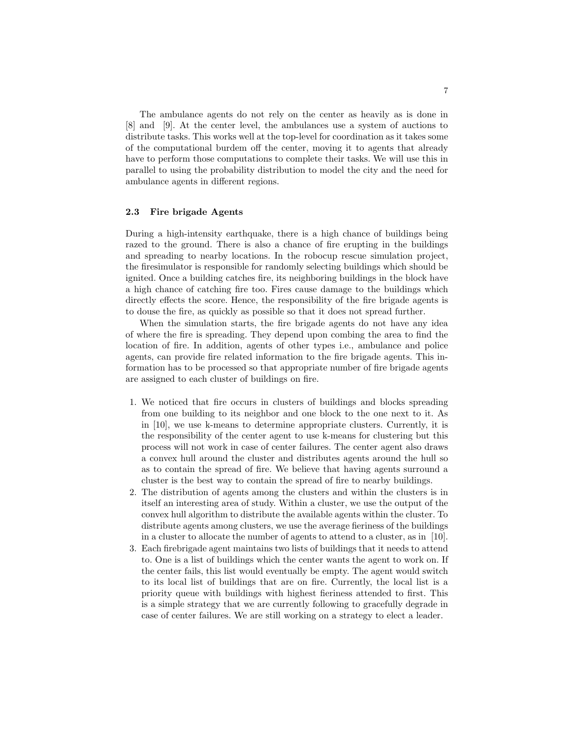The ambulance agents do not rely on the center as heavily as is done in [8] and [9]. At the center level, the ambulances use a system of auctions to distribute tasks. This works well at the top-level for coordination as it takes some of the computational burdem off the center, moving it to agents that already have to perform those computations to complete their tasks. We will use this in parallel to using the probability distribution to model the city and the need for ambulance agents in different regions.

### 2.3 Fire brigade Agents

During a high-intensity earthquake, there is a high chance of buildings being razed to the ground. There is also a chance of fire erupting in the buildings and spreading to nearby locations. In the robocup rescue simulation project, the firesimulator is responsible for randomly selecting buildings which should be ignited. Once a building catches fire, its neighboring buildings in the block have a high chance of catching fire too. Fires cause damage to the buildings which directly effects the score. Hence, the responsibility of the fire brigade agents is to douse the fire, as quickly as possible so that it does not spread further.

When the simulation starts, the fire brigade agents do not have any idea of where the fire is spreading. They depend upon combing the area to find the location of fire. In addition, agents of other types i.e., ambulance and police agents, can provide fire related information to the fire brigade agents. This information has to be processed so that appropriate number of fire brigade agents are assigned to each cluster of buildings on fire.

1. We noticed that fire occurs in clusters of buildings and blocks spreading from one building to its neighbor and one block to the one next to it. As in [10], we use k-means to determine appropriate clusters. Currently, it is the responsibility of the center agent to use k-means for clustering but this process will not work in case of center failures. The center agent also draws a convex hull around the cluster and distributes agents around the hull so as to contain the spread of fire. We believe that having agents surround a cluster is the best way to contain the spread of fire to nearby buildings.
2. The distribution of agents among the clusters and within the clusters is in itself an interesting area of study. Within a cluster, we use the output of the convex hull algorithm to distribute the available agents within the cluster. To distribute agents among clusters, we use the average fieriness of the buildings in a cluster to allocate the number of agents to attend to a cluster, as in [10].
3. Each firebrigade agent maintains two lists of buildings that it needs to attend to. One is a list of buildings which the center wants the agent to work on. If the center fails, this list would eventually be empty. The agent would switch to its local list of buildings that are on fire. Currently, the local list is a priority queue with buildings with highest fieriness attended to first. This is a simple strategy that we are currently following to gracefully degrade in case of center failures. We are still working on a strategy to elect a leader.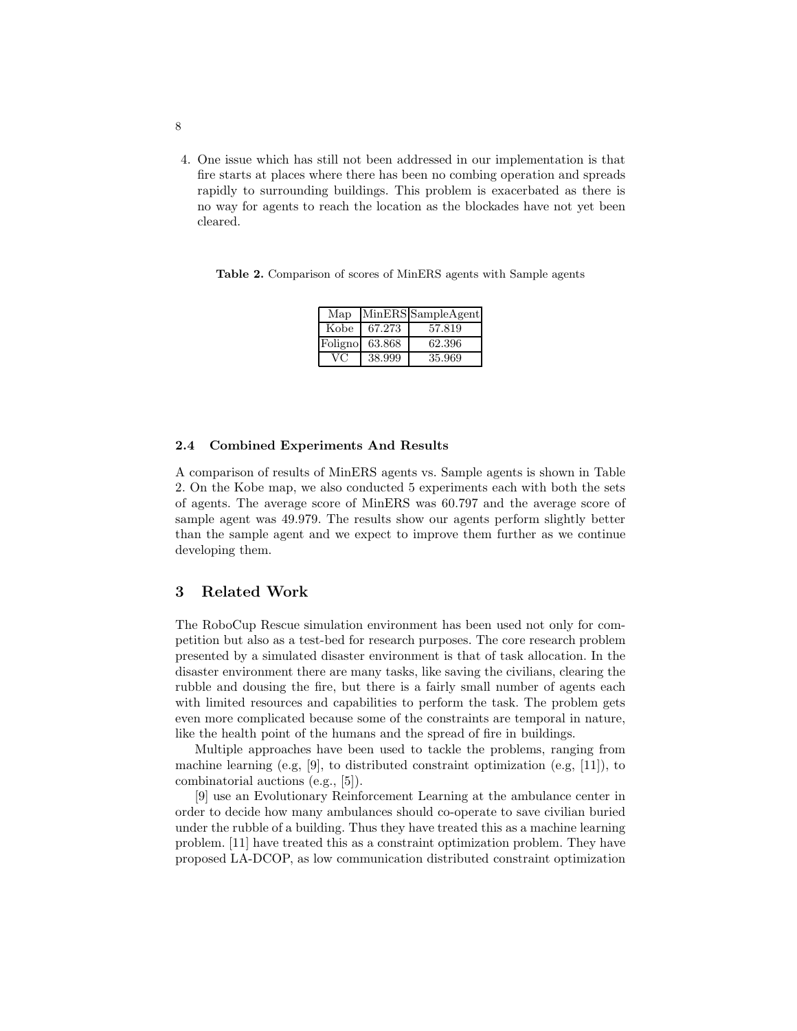4. One issue which has still not been addressed in our implementation is that fire starts at places where there has been no combing operation and spreads rapidly to surrounding buildings. This problem is exacerbated as there is no way for agents to reach the location as the blockades have not yet been cleared.

**Table 2.** Comparison of scores of MinERS agents with Sample agents

| Map | MinERS | SampleAgent |
|---|---|---|
| Kobe | 67.273 | 57.819 |
| Foligno | 63.868 | 62.396 |
| VC | 38.999 | 35.969 |

### 2.4 Combined Experiments And Results

A comparison of results of MinERS agents vs. Sample agents is shown in Table 2. On the Kobe map, we also conducted 5 experiments each with both the sets of agents. The average score of MinERS was 60.797 and the average score of sample agent was 49.979. The results show our agents perform slightly better than the sample agent and we expect to improve them further as we continue developing them.

## 3 Related Work

The RoboCup Rescue simulation environment has been used not only for competition but also as a test-bed for research purposes. The core research problem presented by a simulated disaster environment is that of task allocation. In the disaster environment there are many tasks, like saving the civilians, clearing the rubble and dousing the fire, but there is a fairly small number of agents each with limited resources and capabilities to perform the task. The problem gets even more complicated because some of the constraints are temporal in nature, like the health point of the humans and the spread of fire in buildings.

Multiple approaches have been used to tackle the problems, ranging from machine learning (e.g, [9], to distributed constraint optimization (e.g, [11]), to combinatorial auctions (e.g., [5]).

[9] use an Evolutionary Reinforcement Learning at the ambulance center in order to decide how many ambulances should co-operate to save civilian buried under the rubble of a building. Thus they have treated this as a machine learning problem. [11] have treated this as a constraint optimization problem. They have proposed LA-DCOP, as low communication distributed constraint optimization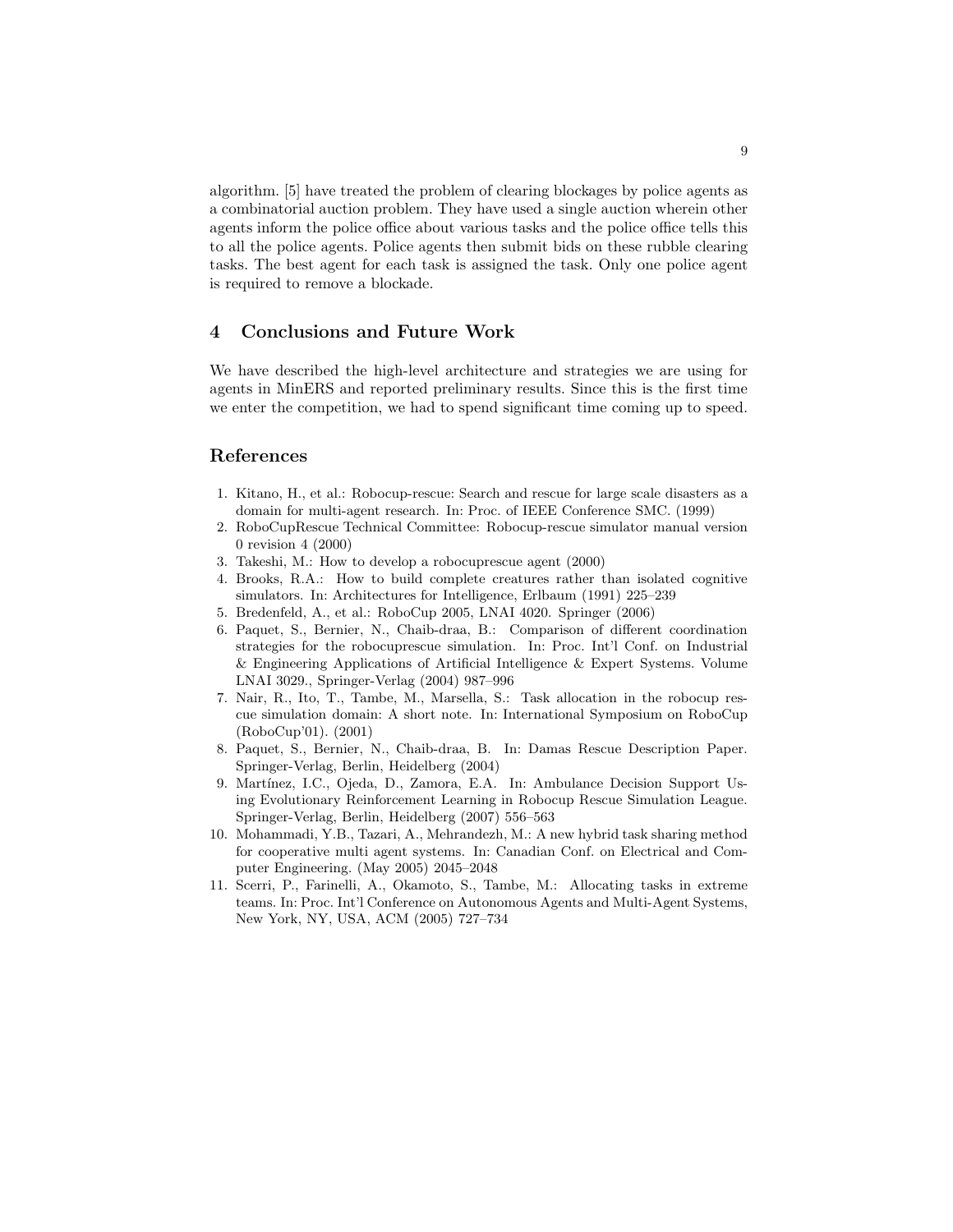algorithm. [5] have treated the problem of clearing blockages by police agents as a combinatorial auction problem. They have used a single auction wherein other agents inform the police office about various tasks and the police office tells this to all the police agents. Police agents then submit bids on these rubble clearing tasks. The best agent for each task is assigned the task. Only one police agent is required to remove a blockade.

## 4 Conclusions and Future Work

We have described the high-level architecture and strategies we are using for agents in MinERS and reported preliminary results. Since this is the first time we enter the competition, we had to spend significant time coming up to speed.

## References

1. Kitano, H., et al.: Robocup-rescue: Search and rescue for large scale disasters as a domain for multi-agent research. In: Proc. of IEEE Conference SMC. (1999)
2. RoboCupRescue Technical Committee: Robocup-rescue simulator manual version 0 revision 4 (2000)
3. Takeshi, M.: How to develop a robocuprescue agent (2000)
4. Brooks, R.A.: How to build complete creatures rather than isolated cognitive simulators. In: Architectures for Intelligence, Erlbaum (1991) 225–239
5. Bredenfeld, A., et al.: RoboCup 2005, LNAI 4020. Springer (2006)
6. Paquet, S., Bernier, N., Chaib-draa, B.: Comparison of different coordination strategies for the robocuprescue simulation. In: Proc. Int'l Conf. on Industrial & Engineering Applications of Artificial Intelligence & Expert Systems. Volume LNAI 3029., Springer-Verlag (2004) 987–996
7. Nair, R., Ito, T., Tambe, M., Marsella, S.: Task allocation in the robocup rescue simulation domain: A short note. In: International Symposium on RoboCup (RoboCup'01). (2001)
8. Paquet, S., Bernier, N., Chaib-draa, B. In: Damas Rescue Description Paper. Springer-Verlag, Berlin, Heidelberg (2004)
9. Martínez, I.C., Ojeda, D., Zamora, E.A. In: Ambulance Decision Support Using Evolutionary Reinforcement Learning in Robocup Rescue Simulation League. Springer-Verlag, Berlin, Heidelberg (2007) 556–563
10. Mohammadi, Y.B., Tazari, A., Mehrandezh, M.: A new hybrid task sharing method for cooperative multi agent systems. In: Canadian Conf. on Electrical and Computer Engineering. (May 2005) 2045–2048
11. Scerri, P., Farinelli, A., Okamoto, S., Tambe, M.: Allocating tasks in extreme teams. In: Proc. Int'l Conference on Autonomous Agents and Multi-Agent Systems, New York, NY, USA, ACM (2005) 727–734